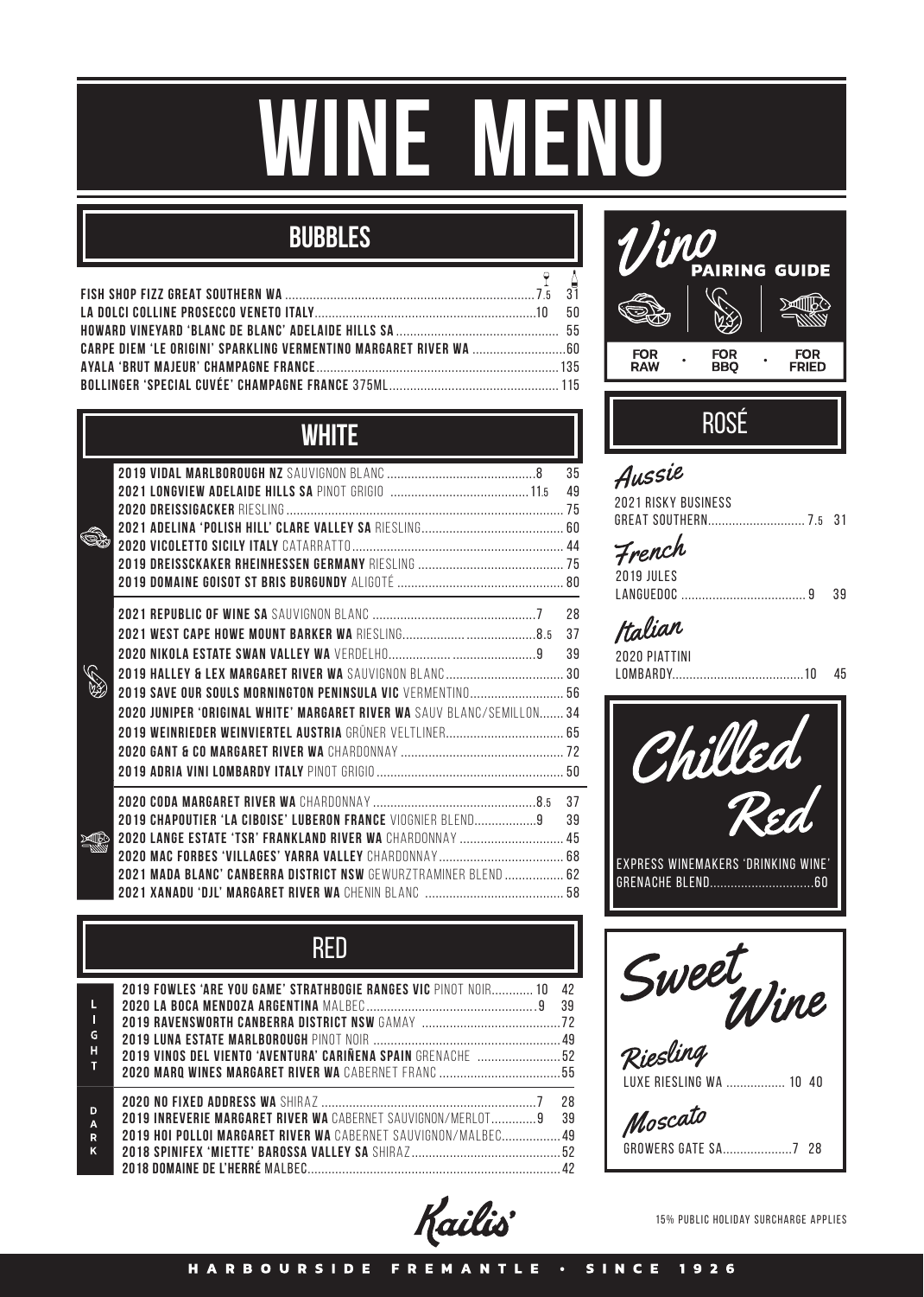# WINE MENU

## BUBBLES

| | Glass | Bottle |
|---|---|---|
| FISH SHOP FIZZ GREAT SOUTHERN WA | 7.5 | 31 |
| LA DOLCI COLLINE PROSECCO VENETO ITALY | 10 | 50 |
| HOWARD VINEYARD 'BLANC DE BLANC' ADELAIDE HILLS SA | | 55 |
| CARPE DIEM 'LE ORIGINI' SPARKLING VERMENTINO MARGARET RIVER WA | | 60 |
| AYALA 'BRUT MAJEUR' CHAMPAGNE FRANCE | | 135 |
| BOLLINGER 'SPECIAL CUVÉE' CHAMPAGNE FRANCE 375ML | | 115 |

## WHITE

**For Raw**

| | Glass | Bottle |
|---|---|---|
| 2019 VIDAL MARLBOROUGH NZ SAUVIGNON BLANC | 8 | 35 |
| 2021 LONGVIEW ADELAIDE HILLS SA PINOT GRIGIO | 11.5 | 49 |
| 2020 DREISSIGACKER RIESLING | | 75 |
| 2021 ADELINA 'POLISH HILL' CLARE VALLEY SA RIESLING | | 60 |
| 2020 VICOLETTO SICILY ITALY CATARRATTO | | 44 |
| 2019 DREISSCKAKER RHEINHESSEN GERMANY RIESLING | | 75 |
| 2019 DOMAINE GOISOT ST BRIS BURGUNDY ALIGOTÉ | | 80 |

**For BBQ**

| | Glass | Bottle |
|---|---|---|
| 2021 REPUBLIC OF WINE SA SAUVIGNON BLANC | 7 | 28 |
| 2021 WEST CAPE HOWE MOUNT BARKER WA RIESLING | 8.5 | 37 |
| 2020 NIKOLA ESTATE SWAN VALLEY WA VERDELHO | 9 | 39 |
| 2019 HALLEY & LEX MARGARET RIVER WA SAUVIGNON BLANC | | 30 |
| 2019 SAVE OUR SOULS MORNINGTON PENINSULA VIC VERMENTINO | | 56 |
| 2020 JUNIPER 'ORIGINAL WHITE' MARGARET RIVER WA SAUV BLANC/SEMILLON | | 34 |
| 2019 WEINRIEDER WEINVIERTEL AUSTRIA GRÜNER VELTLINER | | 65 |
| 2020 GANT & CO MARGARET RIVER WA CHARDONNAY | | 72 |
| 2019 ADRIA VINI LOMBARDY ITALY PINOT GRIGIO | | 50 |

**For Fried**

| | Glass | Bottle |
|---|---|---|
| 2020 CODA MARGARET RIVER WA CHARDONNAY | 8.5 | 37 |
| 2019 CHAPOUTIER 'LA CIBOISE' LUBERON FRANCE VIOGNIER BLEND | 9 | 39 |
| 2020 LANGE ESTATE 'TSR' FRANKLAND RIVER WA CHARDONNAY | | 45 |
| 2020 MAC FORBES 'VILLAGES' YARRA VALLEY CHARDONNAY | | 68 |
| 2021 MADA BLANC' CANBERRA DISTRICT NSW GEWURZTRAMINER BLEND | | 62 |
| 2021 XANADU 'DJL' MARGARET RIVER WA CHENIN BLANC | | 58 |

## RED

**Light**

| | Glass | Bottle |
|---|---|---|
| 2019 FOWLES 'ARE YOU GAME' STRATHBOGIE RANGES VIC PINOT NOIR | 10 | 42 |
| 2020 LA BOCA MENDOZA ARGENTINA MALBEC | 9 | 39 |
| 2019 RAVENSWORTH CANBERRA DISTRICT NSW GAMAY | | 72 |
| 2019 LUNA ESTATE MARLBOROUGH PINOT NOIR | | 49 |
| 2019 VINOS DEL VIENTO 'AVENTURA' CARIÑENA SPAIN GRENACHE | | 52 |
| 2020 MARQ WINES MARGARET RIVER WA CABERNET FRANC | | 55 |

**Dark**

| | Glass | Bottle |
|---|---|---|
| 2020 NO FIXED ADDRESS WA SHIRAZ | 7 | 28 |
| 2019 INREVERIE MARGARET RIVER WA CABERNET SAUVIGNON/MERLOT | 9 | 39 |
| 2019 HOI POLLOI MARGARET RIVER WA CABERNET SAUVIGNON/MALBEC | | 49 |
| 2018 SPINIFEX 'MIETTE' BAROSSA VALLEY SA SHIRAZ | | 52 |
| 2018 DOMAINE DE L'HERRÉ MALBEC | | 42 |

## Vino PAIRING GUIDE

FOR RAW • FOR BBQ • FOR FRIED

## ROSÉ

***Aussie***

2021 RISKY BUSINESS GREAT SOUTHERN ........ 7.5 31

***French***

2019 JULES LANGUEDOC ........ 9 39

***Italian***

2020 PIATTINI LOMBARDY ........ 10 45

## Chilled Red

EXPRESS WINEMAKERS 'DRINKING WINE' GRENACHE BLEND ........ 60

## Sweet Wine

***Riesling***

LUXE RIESLING WA ........ 10 40

***Moscato***

GROWERS GATE SA ........ 7 28

*Kailis'*

15% PUBLIC HOLIDAY SURCHARGE APPLIES

HARBOURSIDE FREMANTLE • SINCE 1926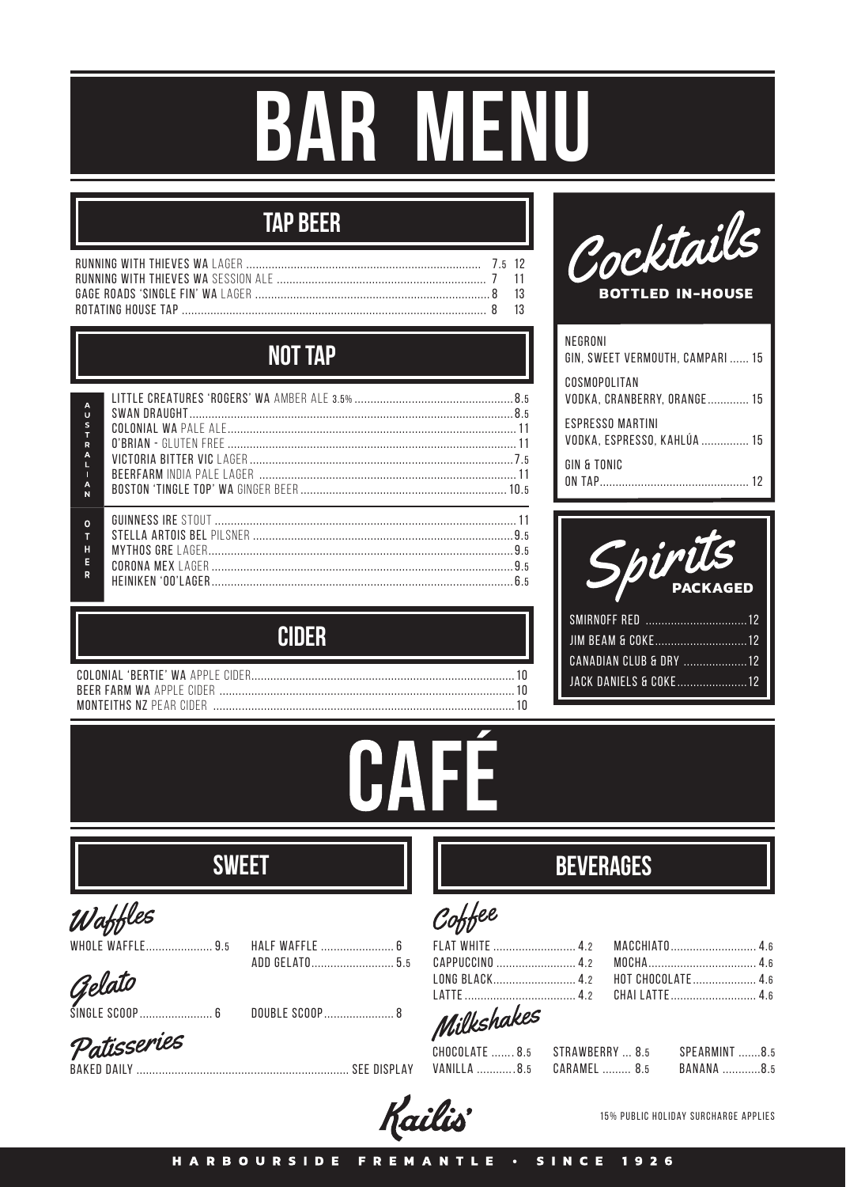# BAR MENU

## TAP BEER

| | | |
|---|---|---|
| RUNNING WITH THIEVES WA LAGER | 7.5 | 12 |
| RUNNING WITH THIEVES WA SESSION ALE | 7 | 11 |
| GAGE ROADS 'SINGLE FIN' WA LAGER | 8 | 13 |
| ROTATING HOUSE TAP | 8 | 13 |

## NOT TAP

**AUSTRALIAN**

| | |
|---|---|
| LITTLE CREATURES 'ROGERS' WA AMBER ALE 3.5% | 8.5 |
| SWAN DRAUGHT | 8.5 |
| COLONIAL WA PALE ALE | 11 |
| O'BRIAN - GLUTEN FREE | 11 |
| VICTORIA BITTER VIC LAGER | 7.5 |
| BEERFARM INDIA PALE LAGER | 11 |
| BOSTON 'TINGLE TOP' WA GINGER BEER | 10.5 |

**OTHER**

| | |
|---|---|
| GUINNESS IRE STOUT | 11 |
| STELLA ARTOIS BEL PILSNER | 9.5 |
| MYTHOS GRE LAGER | 9.5 |
| CORONA MEX LAGER | 9.5 |
| HEINIKEN 'OO'LAGER | 6.5 |

## CIDER

| | |
|---|---|
| COLONIAL 'BERTIE' WA APPLE CIDER | 10 |
| BEER FARM WA APPLE CIDER | 10 |
| MONTEITHS NZ PEAR CIDER | 10 |

## Cocktails

**BOTTLED IN-HOUSE**

| | |
|---|---|
| NEGRONI<br>GIN, SWEET VERMOUTH, CAMPARI | 15 |
| COSMOPOLITAN<br>VODKA, CRANBERRY, ORANGE | 15 |
| ESPRESSO MARTINI<br>VODKA, ESPRESSO, KAHLÚA | 15 |
| GIN & TONIC<br>ON TAP | 12 |

## Spirits

**PACKAGED**

| | |
|---|---|
| SMIRNOFF RED | 12 |
| JIM BEAM & COKE | 12 |
| CANADIAN CLUB & DRY | 12 |
| JACK DANIELS & COKE | 12 |

# CAFÉ

## SWEET

### Waffles

| | | | |
|---|---|---|---|
| WHOLE WAFFLE | 9.5 | HALF WAFFLE | 6 |
| | | ADD GELATO | 5.5 |

### Gelato

| | | | |
|---|---|---|---|
| SINGLE SCOOP | 6 | DOUBLE SCOOP | 8 |

### Patisseries

BAKED DAILY .......... SEE DISPLAY

## BEVERAGES

### Coffee

| | | | |
|---|---|---|---|
| FLAT WHITE | 4.2 | MACCHIATO | 4.6 |
| CAPPUCCINO | 4.2 | MOCHA | 4.6 |
| LONG BLACK | 4.2 | HOT CHOCOLATE | 4.6 |
| LATTE | 4.2 | CHAI LATTE | 4.6 |

### Milkshakes

| | | | | | |
|---|---|---|---|---|---|
| CHOCOLATE | 8.5 | STRAWBERRY | 8.5 | SPEARMINT | 8.5 |
| VANILLA | 8.5 | CARAMEL | 8.5 | BANANA | 8.5 |

Kailis'

15% PUBLIC HOLIDAY SURCHARGE APPLIES

HARBOURSIDE FREMANTLE • SINCE 1926